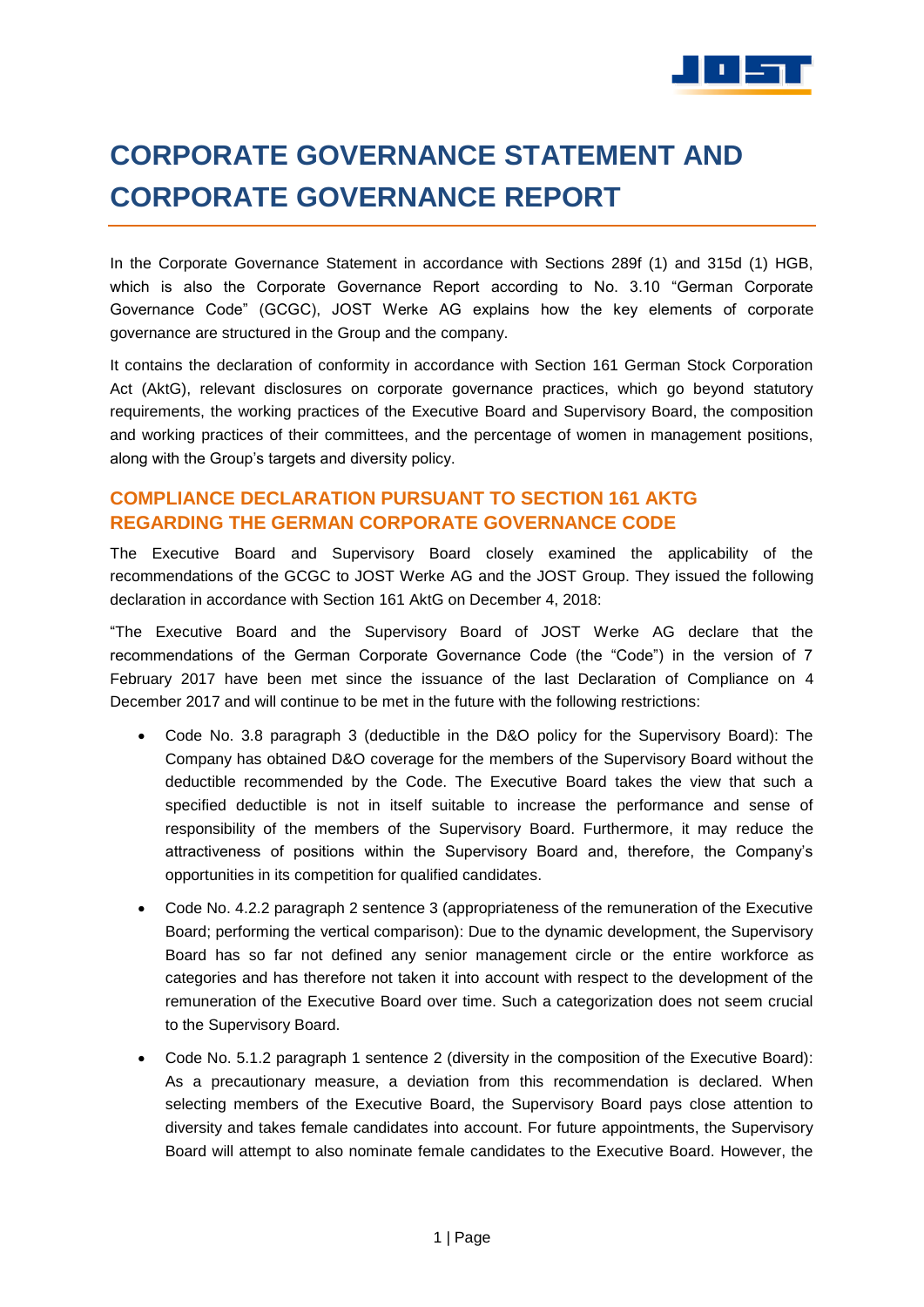# CORPORATE GOVERNANCE STATEMENT AND CORPORATE GOVERNANCE REPORT

In the Corporate Governance Statement in accordance with Sections 289f (1) and 315d (1) HGB, which is also the Corporate Governance Report according to No. 3.10 "German Corporate Governance Code" (GCGC), JOST Werke AG explains how the key elements of corporate governance are structured in the Group and the company.

It contains the declaration of conformity in accordance with Section 161 German Stock Corporation Act (AktG), relevant disclosures on corporate governance practices, which go beyond statutory requirements, the working practices of the Executive Board and Supervisory Board, the composition and working practices of their committees, and the percentage of women in management positions, along with the Group's targets and diversity policy.

## COMPLIANCE DECLARATION PURSUANT TO SECTION 161 AKTG REGARDING THE GERMAN CORPORATE GOVERNANCE CODE

The Executive Board and Supervisory Board closely examined the applicability of the recommendations of the GCGC to JOST Werke AG and the JOST Group. They issued the following declaration in accordance with Section 161 AktG on December 4, 2018:

"The Executive Board and the Supervisory Board of JOST Werke AG declare that the recommendations of the German Corporate Governance Code (the "Code") in the version of 7 February 2017 have been met since the issuance of the last Declaration of Compliance on 4 December 2017 and will continue to be met in the future with the following restrictions:

- Code No. 3.8 paragraph 3 (deductible in the D&O policy for the Supervisory Board): The Company has obtained D&O coverage for the members of the Supervisory Board without the deductible recommended by the Code. The Executive Board takes the view that such a specified deductible is not in itself suitable to increase the performance and sense of responsibility of the members of the Supervisory Board. Furthermore, it may reduce the attractiveness of positions within the Supervisory Board and, therefore, the Company's opportunities in its competition for qualified candidates.
- Code No. 4.2.2 paragraph 2 sentence 3 (appropriateness of the remuneration of the Executive Board; performing the vertical comparison): Due to the dynamic development, the Supervisory Board has so far not defined any senior management circle or the entire workforce as categories and has therefore not taken it into account with respect to the development of the remuneration of the Executive Board over time. Such a categorization does not seem crucial to the Supervisory Board.
- Code No. 5.1.2 paragraph 1 sentence 2 (diversity in the composition of the Executive Board): As a precautionary measure, a deviation from this recommendation is declared. When selecting members of the Executive Board, the Supervisory Board pays close attention to diversity and takes female candidates into account. For future appointments, the Supervisory Board will attempt to also nominate female candidates to the Executive Board. However, the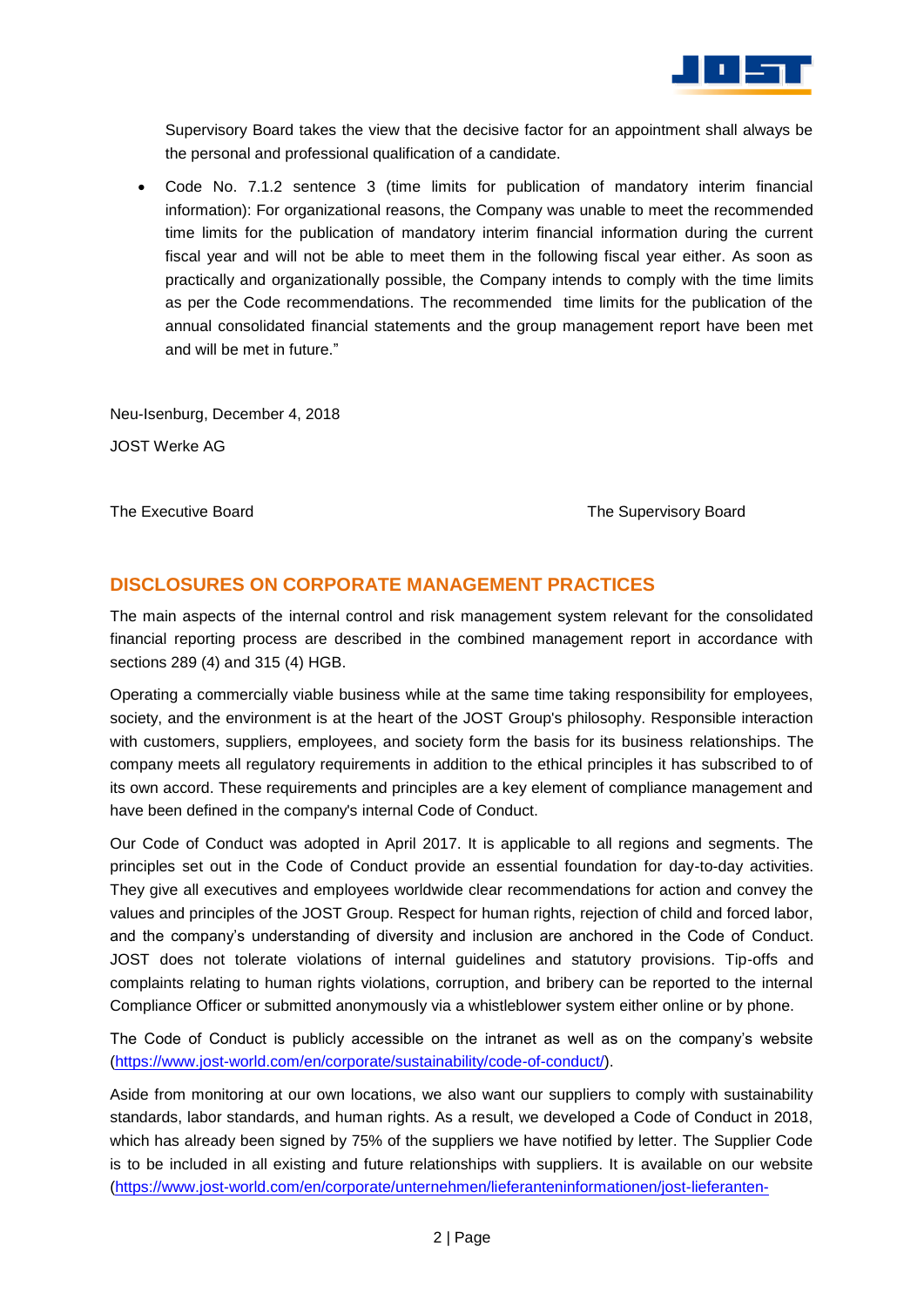Supervisory Board takes the view that the decisive factor for an appointment shall always be the personal and professional qualification of a candidate.

- Code No. 7.1.2 sentence 3 (time limits for publication of mandatory interim financial information): For organizational reasons, the Company was unable to meet the recommended time limits for the publication of mandatory interim financial information during the current fiscal year and will not be able to meet them in the following fiscal year either. As soon as practically and organizationally possible, the Company intends to comply with the time limits as per the Code recommendations. The recommended time limits for the publication of the annual consolidated financial statements and the group management report have been met and will be met in future."

Neu-Isenburg, December 4, 2018

JOST Werke AG

The Executive Board | The Supervisory Board

## DISCLOSURES ON CORPORATE MANAGEMENT PRACTICES

The main aspects of the internal control and risk management system relevant for the consolidated financial reporting process are described in the combined management report in accordance with sections 289 (4) and 315 (4) HGB.

Operating a commercially viable business while at the same time taking responsibility for employees, society, and the environment is at the heart of the JOST Group's philosophy. Responsible interaction with customers, suppliers, employees, and society form the basis for its business relationships. The company meets all regulatory requirements in addition to the ethical principles it has subscribed to of its own accord. These requirements and principles are a key element of compliance management and have been defined in the company's internal Code of Conduct.

Our Code of Conduct was adopted in April 2017. It is applicable to all regions and segments. The principles set out in the Code of Conduct provide an essential foundation for day-to-day activities. They give all executives and employees worldwide clear recommendations for action and convey the values and principles of the JOST Group. Respect for human rights, rejection of child and forced labor, and the company's understanding of diversity and inclusion are anchored in the Code of Conduct. JOST does not tolerate violations of internal guidelines and statutory provisions. Tip-offs and complaints relating to human rights violations, corruption, and bribery can be reported to the internal Compliance Officer or submitted anonymously via a whistleblower system either online or by phone.

The Code of Conduct is publicly accessible on the intranet as well as on the company's website (https://www.jost-world.com/en/corporate/sustainability/code-of-conduct/).

Aside from monitoring at our own locations, we also want our suppliers to comply with sustainability standards, labor standards, and human rights. As a result, we developed a Code of Conduct in 2018, which has already been signed by 75% of the suppliers we have notified by letter. The Supplier Code is to be included in all existing and future relationships with suppliers. It is available on our website (https://www.jost-world.com/en/corporate/unternehmen/lieferanteninformationen/jost-lieferanten-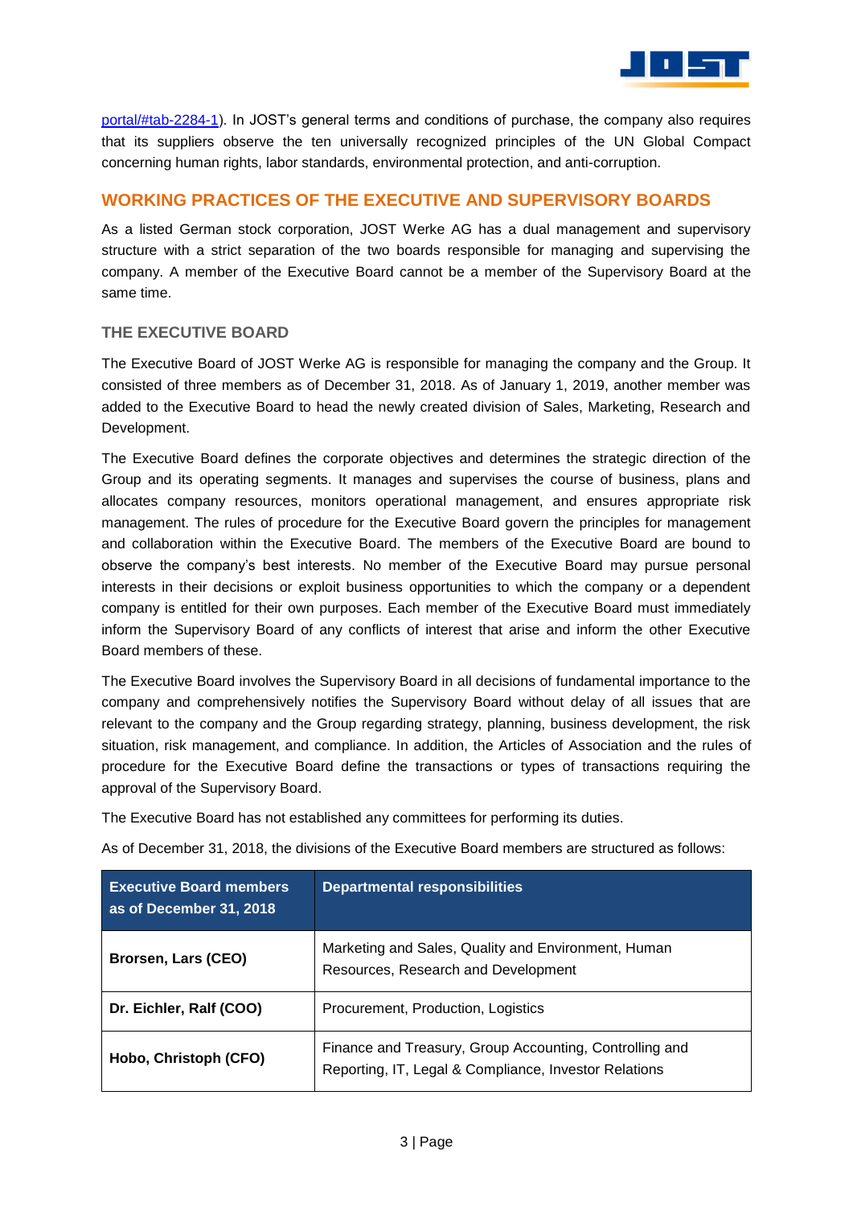portal/#tab-2284-1). In JOST's general terms and conditions of purchase, the company also requires that its suppliers observe the ten universally recognized principles of the UN Global Compact concerning human rights, labor standards, environmental protection, and anti-corruption.

## WORKING PRACTICES OF THE EXECUTIVE AND SUPERVISORY BOARDS

As a listed German stock corporation, JOST Werke AG has a dual management and supervisory structure with a strict separation of the two boards responsible for managing and supervising the company. A member of the Executive Board cannot be a member of the Supervisory Board at the same time.

### THE EXECUTIVE BOARD

The Executive Board of JOST Werke AG is responsible for managing the company and the Group. It consisted of three members as of December 31, 2018. As of January 1, 2019, another member was added to the Executive Board to head the newly created division of Sales, Marketing, Research and Development.

The Executive Board defines the corporate objectives and determines the strategic direction of the Group and its operating segments. It manages and supervises the course of business, plans and allocates company resources, monitors operational management, and ensures appropriate risk management. The rules of procedure for the Executive Board govern the principles for management and collaboration within the Executive Board. The members of the Executive Board are bound to observe the company's best interests. No member of the Executive Board may pursue personal interests in their decisions or exploit business opportunities to which the company or a dependent company is entitled for their own purposes. Each member of the Executive Board must immediately inform the Supervisory Board of any conflicts of interest that arise and inform the other Executive Board members of these.

The Executive Board involves the Supervisory Board in all decisions of fundamental importance to the company and comprehensively notifies the Supervisory Board without delay of all issues that are relevant to the company and the Group regarding strategy, planning, business development, the risk situation, risk management, and compliance. In addition, the Articles of Association and the rules of procedure for the Executive Board define the transactions or types of transactions requiring the approval of the Supervisory Board.

The Executive Board has not established any committees for performing its duties.

As of December 31, 2018, the divisions of the Executive Board members are structured as follows:

| Executive Board members as of December 31, 2018 | Departmental responsibilities |
|---|---|
| **Brorsen, Lars (CEO)** | Marketing and Sales, Quality and Environment, Human Resources, Research and Development |
| **Dr. Eichler, Ralf (COO)** | Procurement, Production, Logistics |
| **Hobo, Christoph (CFO)** | Finance and Treasury, Group Accounting, Controlling and Reporting, IT, Legal & Compliance, Investor Relations |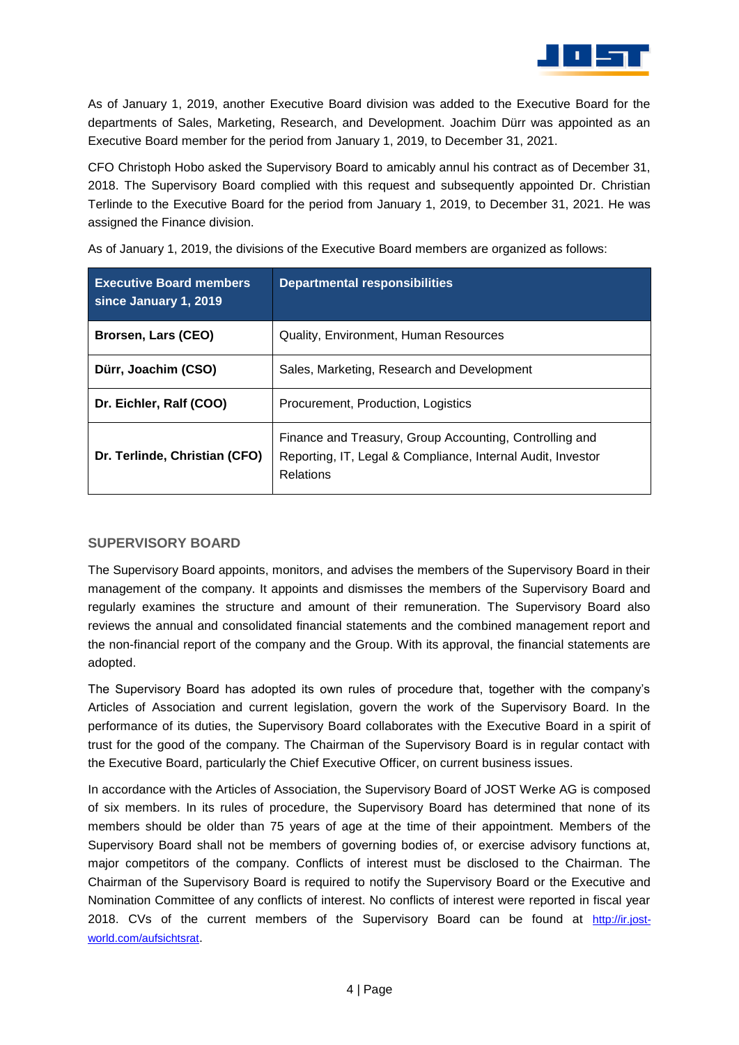As of January 1, 2019, another Executive Board division was added to the Executive Board for the departments of Sales, Marketing, Research, and Development. Joachim Dürr was appointed as an Executive Board member for the period from January 1, 2019, to December 31, 2021.

CFO Christoph Hobo asked the Supervisory Board to amicably annul his contract as of December 31, 2018. The Supervisory Board complied with this request and subsequently appointed Dr. Christian Terlinde to the Executive Board for the period from January 1, 2019, to December 31, 2021. He was assigned the Finance division.

As of January 1, 2019, the divisions of the Executive Board members are organized as follows:

| Executive Board members since January 1, 2019 | Departmental responsibilities |
|---|---|
| **Brorsen, Lars (CEO)** | Quality, Environment, Human Resources |
| **Dürr, Joachim (CSO)** | Sales, Marketing, Research and Development |
| **Dr. Eichler, Ralf (COO)** | Procurement, Production, Logistics |
| **Dr. Terlinde, Christian (CFO)** | Finance and Treasury, Group Accounting, Controlling and Reporting, IT, Legal & Compliance, Internal Audit, Investor Relations |

## SUPERVISORY BOARD

The Supervisory Board appoints, monitors, and advises the members of the Supervisory Board in their management of the company. It appoints and dismisses the members of the Supervisory Board and regularly examines the structure and amount of their remuneration. The Supervisory Board also reviews the annual and consolidated financial statements and the combined management report and the non-financial report of the company and the Group. With its approval, the financial statements are adopted.

The Supervisory Board has adopted its own rules of procedure that, together with the company's Articles of Association and current legislation, govern the work of the Supervisory Board. In the performance of its duties, the Supervisory Board collaborates with the Executive Board in a spirit of trust for the good of the company. The Chairman of the Supervisory Board is in regular contact with the Executive Board, particularly the Chief Executive Officer, on current business issues.

In accordance with the Articles of Association, the Supervisory Board of JOST Werke AG is composed of six members. In its rules of procedure, the Supervisory Board has determined that none of its members should be older than 75 years of age at the time of their appointment. Members of the Supervisory Board shall not be members of governing bodies of, or exercise advisory functions at, major competitors of the company. Conflicts of interest must be disclosed to the Chairman. The Chairman of the Supervisory Board is required to notify the Supervisory Board or the Executive and Nomination Committee of any conflicts of interest. No conflicts of interest were reported in fiscal year 2018. CVs of the current members of the Supervisory Board can be found at http://ir.jost-world.com/aufsichtsrat.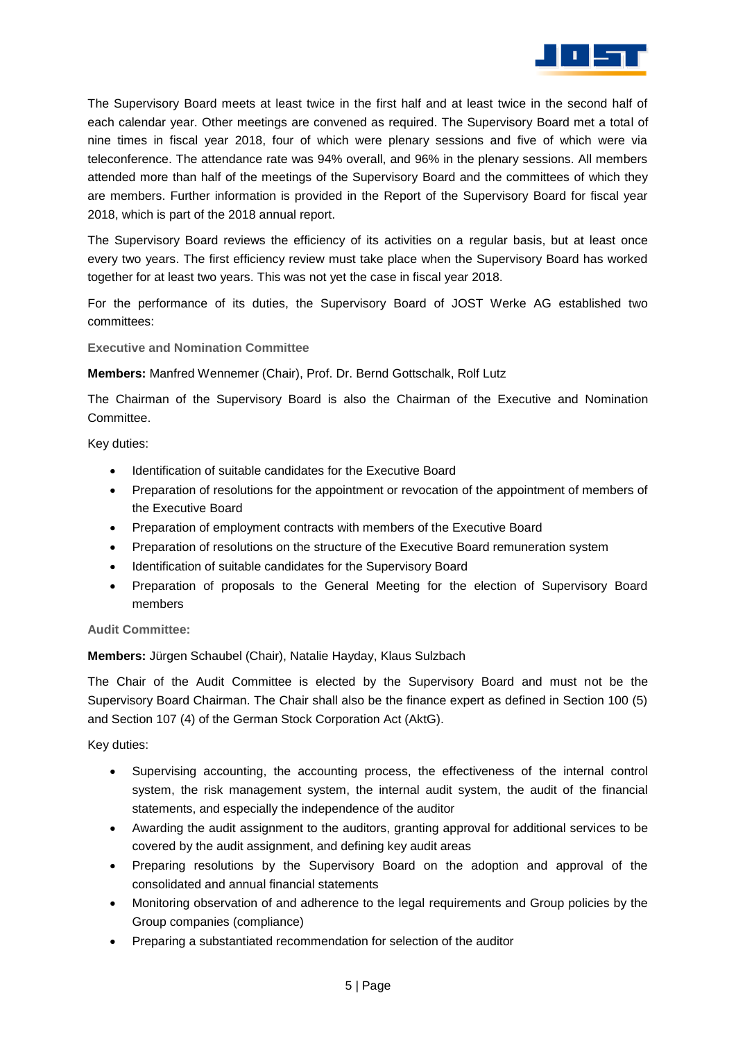The Supervisory Board meets at least twice in the first half and at least twice in the second half of each calendar year. Other meetings are convened as required. The Supervisory Board met a total of nine times in fiscal year 2018, four of which were plenary sessions and five of which were via teleconference. The attendance rate was 94% overall, and 96% in the plenary sessions. All members attended more than half of the meetings of the Supervisory Board and the committees of which they are members. Further information is provided in the Report of the Supervisory Board for fiscal year 2018, which is part of the 2018 annual report.

The Supervisory Board reviews the efficiency of its activities on a regular basis, but at least once every two years. The first efficiency review must take place when the Supervisory Board has worked together for at least two years. This was not yet the case in fiscal year 2018.

For the performance of its duties, the Supervisory Board of JOST Werke AG established two committees:

### Executive and Nomination Committee

**Members:** Manfred Wennemer (Chair), Prof. Dr. Bernd Gottschalk, Rolf Lutz

The Chairman of the Supervisory Board is also the Chairman of the Executive and Nomination Committee.

Key duties:

- Identification of suitable candidates for the Executive Board
- Preparation of resolutions for the appointment or revocation of the appointment of members of the Executive Board
- Preparation of employment contracts with members of the Executive Board
- Preparation of resolutions on the structure of the Executive Board remuneration system
- Identification of suitable candidates for the Supervisory Board
- Preparation of proposals to the General Meeting for the election of Supervisory Board members

### Audit Committee:

**Members:** Jürgen Schaubel (Chair), Natalie Hayday, Klaus Sulzbach

The Chair of the Audit Committee is elected by the Supervisory Board and must not be the Supervisory Board Chairman. The Chair shall also be the finance expert as defined in Section 100 (5) and Section 107 (4) of the German Stock Corporation Act (AktG).

Key duties:

- Supervising accounting, the accounting process, the effectiveness of the internal control system, the risk management system, the internal audit system, the audit of the financial statements, and especially the independence of the auditor
- Awarding the audit assignment to the auditors, granting approval for additional services to be covered by the audit assignment, and defining key audit areas
- Preparing resolutions by the Supervisory Board on the adoption and approval of the consolidated and annual financial statements
- Monitoring observation of and adherence to the legal requirements and Group policies by the Group companies (compliance)
- Preparing a substantiated recommendation for selection of the auditor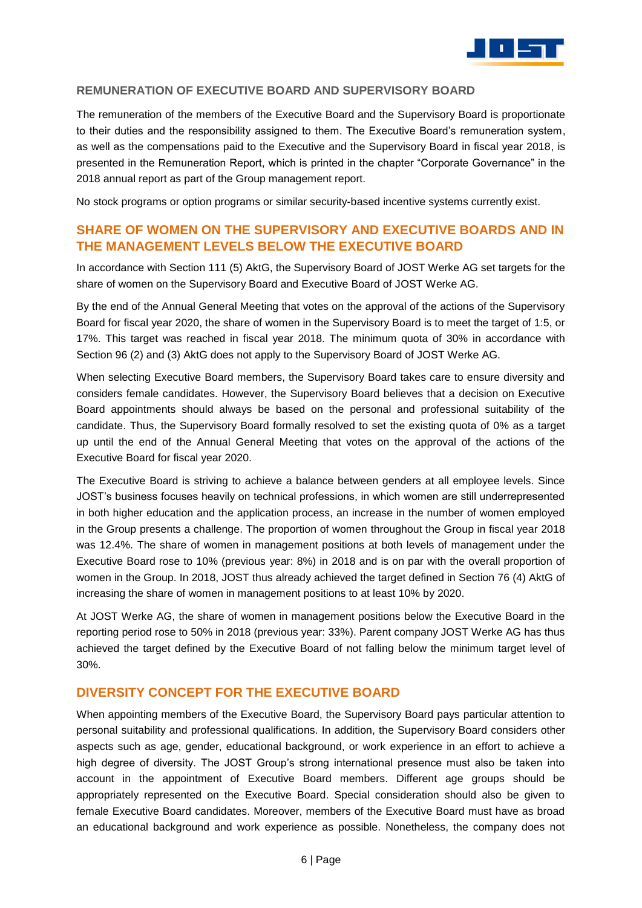### REMUNERATION OF EXECUTIVE BOARD AND SUPERVISORY BOARD

The remuneration of the members of the Executive Board and the Supervisory Board is proportionate to their duties and the responsibility assigned to them. The Executive Board's remuneration system, as well as the compensations paid to the Executive and the Supervisory Board in fiscal year 2018, is presented in the Remuneration Report, which is printed in the chapter "Corporate Governance" in the 2018 annual report as part of the Group management report.

No stock programs or option programs or similar security-based incentive systems currently exist.

## SHARE OF WOMEN ON THE SUPERVISORY AND EXECUTIVE BOARDS AND IN THE MANAGEMENT LEVELS BELOW THE EXECUTIVE BOARD

In accordance with Section 111 (5) AktG, the Supervisory Board of JOST Werke AG set targets for the share of women on the Supervisory Board and Executive Board of JOST Werke AG.

By the end of the Annual General Meeting that votes on the approval of the actions of the Supervisory Board for fiscal year 2020, the share of women in the Supervisory Board is to meet the target of 1:5, or 17%. This target was reached in fiscal year 2018. The minimum quota of 30% in accordance with Section 96 (2) and (3) AktG does not apply to the Supervisory Board of JOST Werke AG.

When selecting Executive Board members, the Supervisory Board takes care to ensure diversity and considers female candidates. However, the Supervisory Board believes that a decision on Executive Board appointments should always be based on the personal and professional suitability of the candidate. Thus, the Supervisory Board formally resolved to set the existing quota of 0% as a target up until the end of the Annual General Meeting that votes on the approval of the actions of the Executive Board for fiscal year 2020.

The Executive Board is striving to achieve a balance between genders at all employee levels. Since JOST's business focuses heavily on technical professions, in which women are still underrepresented in both higher education and the application process, an increase in the number of women employed in the Group presents a challenge. The proportion of women throughout the Group in fiscal year 2018 was 12.4%. The share of women in management positions at both levels of management under the Executive Board rose to 10% (previous year: 8%) in 2018 and is on par with the overall proportion of women in the Group. In 2018, JOST thus already achieved the target defined in Section 76 (4) AktG of increasing the share of women in management positions to at least 10% by 2020.

At JOST Werke AG, the share of women in management positions below the Executive Board in the reporting period rose to 50% in 2018 (previous year: 33%). Parent company JOST Werke AG has thus achieved the target defined by the Executive Board of not falling below the minimum target level of 30%.

## DIVERSITY CONCEPT FOR THE EXECUTIVE BOARD

When appointing members of the Executive Board, the Supervisory Board pays particular attention to personal suitability and professional qualifications. In addition, the Supervisory Board considers other aspects such as age, gender, educational background, or work experience in an effort to achieve a high degree of diversity. The JOST Group's strong international presence must also be taken into account in the appointment of Executive Board members. Different age groups should be appropriately represented on the Executive Board. Special consideration should also be given to female Executive Board candidates. Moreover, members of the Executive Board must have as broad an educational background and work experience as possible. Nonetheless, the company does not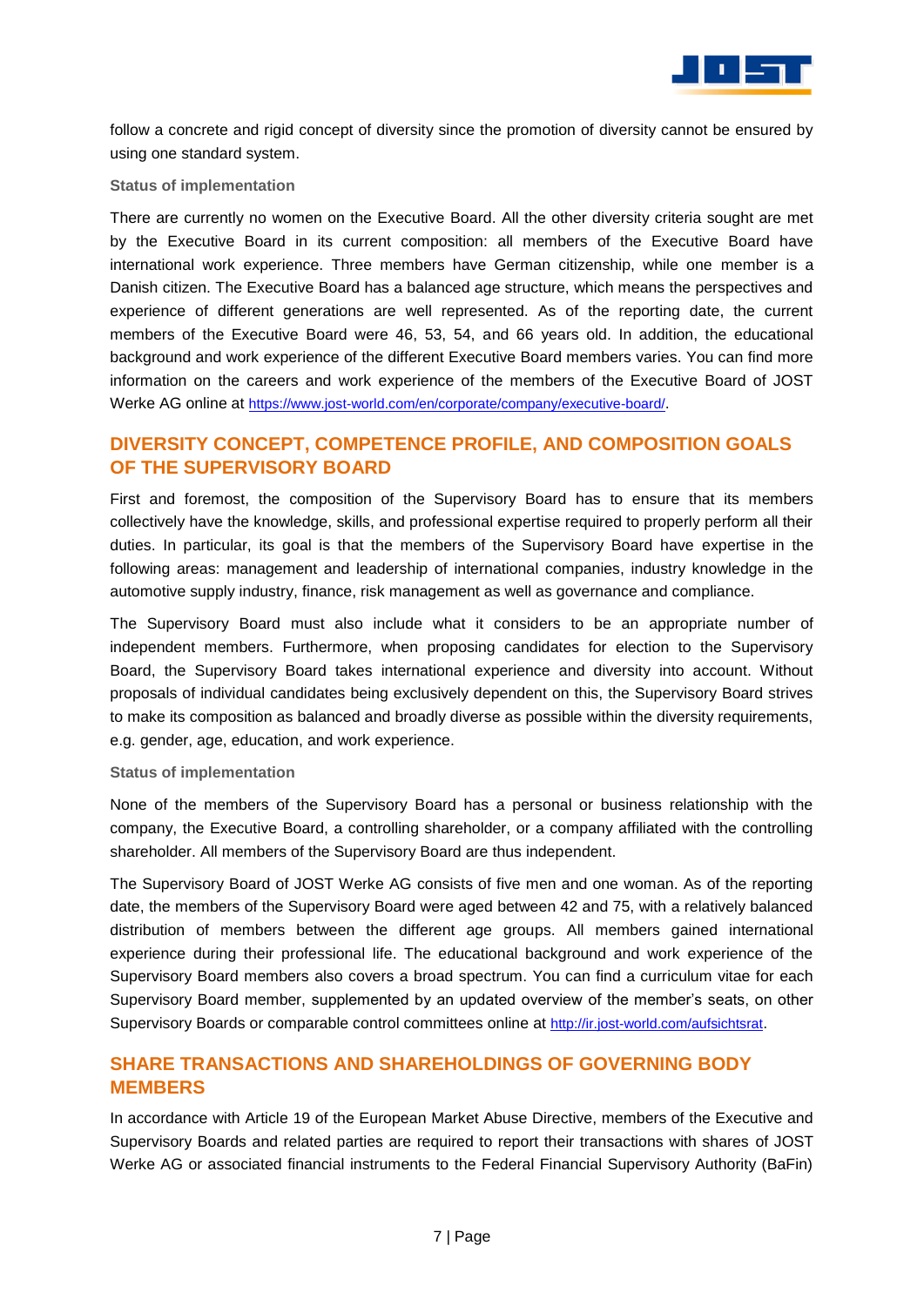follow a concrete and rigid concept of diversity since the promotion of diversity cannot be ensured by using one standard system.

**Status of implementation**

There are currently no women on the Executive Board. All the other diversity criteria sought are met by the Executive Board in its current composition: all members of the Executive Board have international work experience. Three members have German citizenship, while one member is a Danish citizen. The Executive Board has a balanced age structure, which means the perspectives and experience of different generations are well represented. As of the reporting date, the current members of the Executive Board were 46, 53, 54, and 66 years old. In addition, the educational background and work experience of the different Executive Board members varies. You can find more information on the careers and work experience of the members of the Executive Board of JOST Werke AG online at https://www.jost-world.com/en/corporate/company/executive-board/.

## DIVERSITY CONCEPT, COMPETENCE PROFILE, AND COMPOSITION GOALS OF THE SUPERVISORY BOARD

First and foremost, the composition of the Supervisory Board has to ensure that its members collectively have the knowledge, skills, and professional expertise required to properly perform all their duties. In particular, its goal is that the members of the Supervisory Board have expertise in the following areas: management and leadership of international companies, industry knowledge in the automotive supply industry, finance, risk management as well as governance and compliance.

The Supervisory Board must also include what it considers to be an appropriate number of independent members. Furthermore, when proposing candidates for election to the Supervisory Board, the Supervisory Board takes international experience and diversity into account. Without proposals of individual candidates being exclusively dependent on this, the Supervisory Board strives to make its composition as balanced and broadly diverse as possible within the diversity requirements, e.g. gender, age, education, and work experience.

**Status of implementation**

None of the members of the Supervisory Board has a personal or business relationship with the company, the Executive Board, a controlling shareholder, or a company affiliated with the controlling shareholder. All members of the Supervisory Board are thus independent.

The Supervisory Board of JOST Werke AG consists of five men and one woman. As of the reporting date, the members of the Supervisory Board were aged between 42 and 75, with a relatively balanced distribution of members between the different age groups. All members gained international experience during their professional life. The educational background and work experience of the Supervisory Board members also covers a broad spectrum. You can find a curriculum vitae for each Supervisory Board member, supplemented by an updated overview of the member's seats, on other Supervisory Boards or comparable control committees online at http://ir.jost-world.com/aufsichtsrat.

## SHARE TRANSACTIONS AND SHAREHOLDINGS OF GOVERNING BODY MEMBERS

In accordance with Article 19 of the European Market Abuse Directive, members of the Executive and Supervisory Boards and related parties are required to report their transactions with shares of JOST Werke AG or associated financial instruments to the Federal Financial Supervisory Authority (BaFin)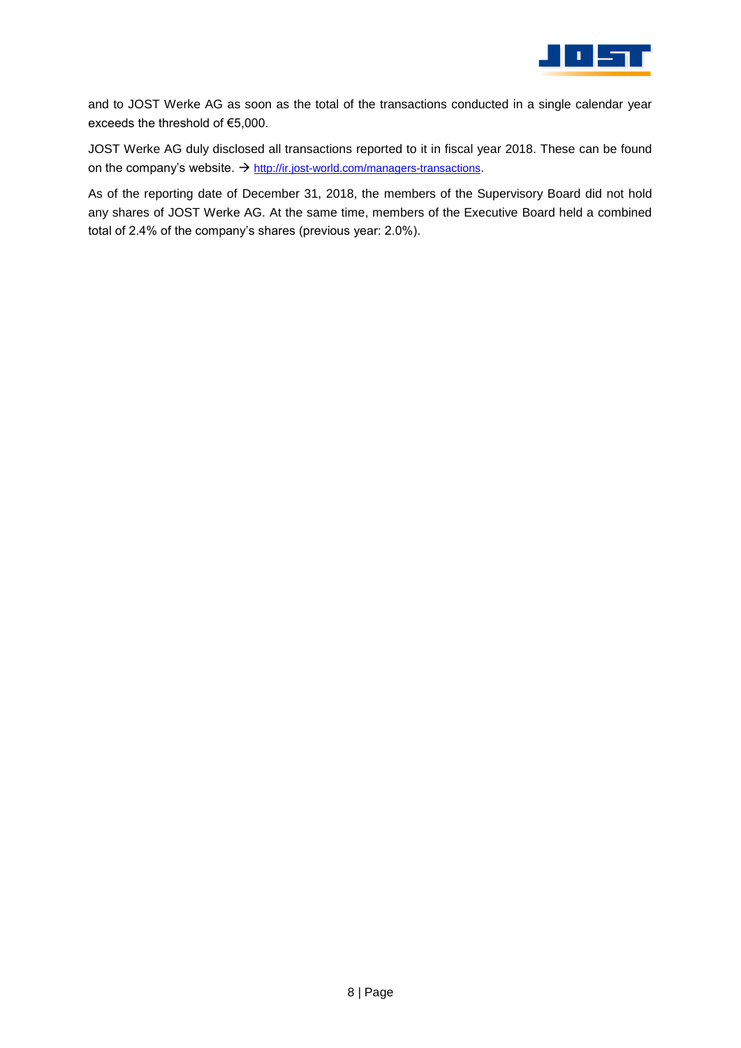and to JOST Werke AG as soon as the total of the transactions conducted in a single calendar year exceeds the threshold of €5,000.

JOST Werke AG duly disclosed all transactions reported to it in fiscal year 2018. These can be found on the company's website. → http://ir.jost-world.com/managers-transactions.

As of the reporting date of December 31, 2018, the members of the Supervisory Board did not hold any shares of JOST Werke AG. At the same time, members of the Executive Board held a combined total of 2.4% of the company's shares (previous year: 2.0%).